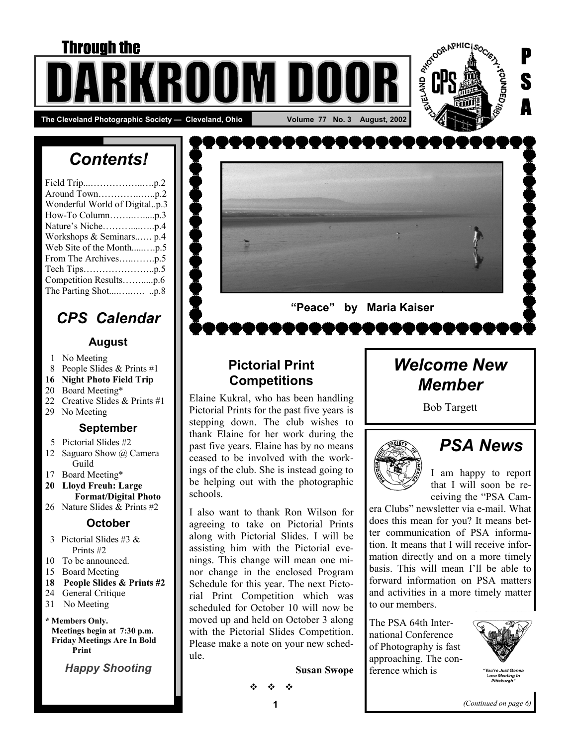# Through the DARKROOM DOOR

**The Cleveland Photographic Society — Cleveland, Ohio** | **Volume 77 No. 3 August, 2002**

P S A

## Contents!

- Field Trip...……………...….p.2
- Around Town…………..…..p.2
- Wonderful World of Digital..p.3
- How-To Column……...…....p.3
- Nature's Niche………....…..p.4
- Workshops & Seminars..…. p.4
- Web Site of the Month.....….p.5
- From The Archives…..…….p.5
- Tech Tips…………………..p.5
- Competition Results…….....p.6
- The Parting Shot....…..…. ..p.8

## CPS Calendar

### August

- 1 No Meeting
- 8 People Slides & Prints #1
- **16 Night Photo Field Trip**
- 20 Board Meeting*
- 22 Creative Slides & Prints #1
- 29 No Meeting

### September

- 5 Pictorial Slides #2
- 12 Saguaro Show @ Camera Guild
- 17 Board Meeting*
- **20 Lloyd Freuh: Large Format/Digital Photo**
- 26 Nature Slides & Prints #2

### October

- 3 Pictorial Slides #3 & Prints #2
- 10 To be announced.
- 15 Board Meeting
- **18 People Slides & Prints #2**
- 24 General Critique
- 31 No Meeting

**\* Members Only.**
**Meetings begin at 7:30 p.m.**
**Friday Meetings Are In Bold Print**

***Happy Shooting***

**"Peace" by Maria Kaiser**

## Pictorial Print Competitions

Elaine Kukral, who has been handling Pictorial Prints for the past five years is stepping down. The club wishes to thank Elaine for her work during the past five years. Elaine has by no means ceased to be involved with the workings of the club. She is instead going to be helping out with the photographic schools.

I also want to thank Ron Wilson for agreeing to take on Pictorial Prints along with Pictorial Slides. I will be assisting him with the Pictorial evenings. This change will mean one minor change in the enclosed Program Schedule for this year. The next Pictorial Print Competition which was scheduled for October 10 will now be moved up and held on October 3 along with the Pictorial Slides Competition. Please make a note on your new schedule.

**Susan Swope**

❖ ❖ ❖

## Welcome New Member

Bob Targett

## PSA News

I am happy to report that I will soon be receiving the "PSA Camera Clubs" newsletter via e-mail. What does this mean for you? It means better communication of PSA information. It means that I will receive information directly and on a more timely basis. This will mean I'll be able to forward information on PSA matters and activities in a more timely matter to our members.

The PSA 64th International Conference of Photography is fast approaching. The conference which is

"You're Just Gonna Love Meeting In Pittsburgh"

*(Continued on page 6)*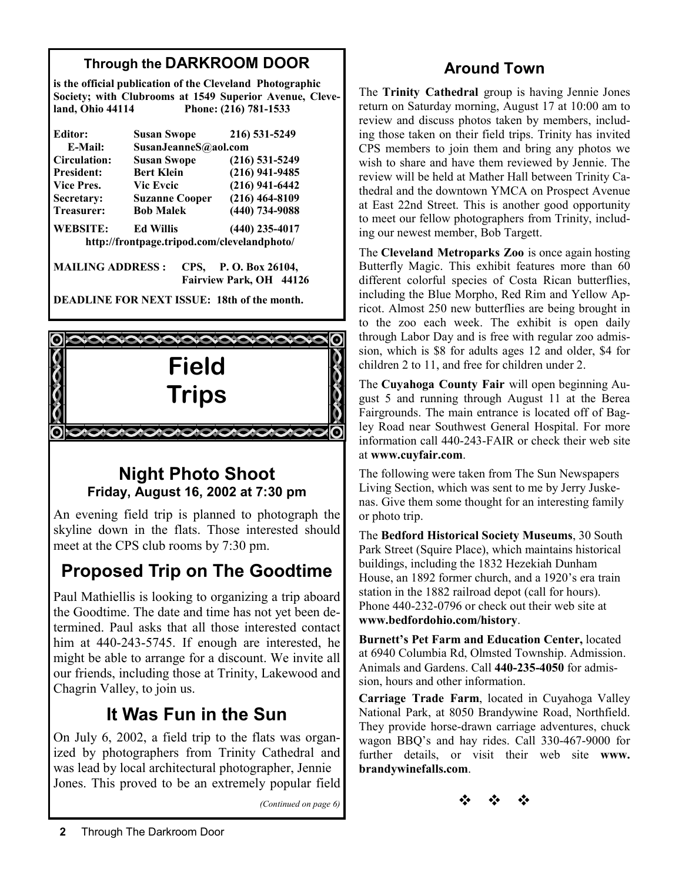## Through the DARKROOM DOOR

**is the official publication of the Cleveland Photographic Society; with Clubrooms at 1549 Superior Avenue, Cleveland, Ohio 44114 Phone: (216) 781-1533**

| | | |
|---|---|---|
| **Editor:** | **Susan Swope** | **216) 531-5249** |
| **E-Mail:** | **SusanJeanneS@aol.com** | |
| **Circulation:** | **Susan Swope** | **(216) 531-5249** |
| **President:** | **Bert Klein** | **(216) 941-9485** |
| **Vice Pres.** | **Vic Evcic** | **(216) 941-6442** |
| **Secretary:** | **Suzanne Cooper** | **(216) 464-8109** |
| **Treasurer:** | **Bob Malek** | **(440) 734-9088** |
| **WEBSITE:** | **Ed Willis** | **(440) 235-4017** |

**http://frontpage.tripod.com/clevelandphoto/**

**MAILING ADDRESS : CPS, P. O. Box 26104, Fairview Park, OH 44126**

**DEADLINE FOR NEXT ISSUE: 18th of the month.**

# Field Trips

## Night Photo Shoot

**Friday, August 16, 2002 at 7:30 pm**

An evening field trip is planned to photograph the skyline down in the flats. Those interested should meet at the CPS club rooms by 7:30 pm.

## Proposed Trip on The Goodtime

Paul Mathiellis is looking to organizing a trip aboard the Goodtime. The date and time has not yet been determined. Paul asks that all those interested contact him at 440-243-5745. If enough are interested, he might be able to arrange for a discount. We invite all our friends, including those at Trinity, Lakewood and Chagrin Valley, to join us.

## It Was Fun in the Sun

On July 6, 2002, a field trip to the flats was organized by photographers from Trinity Cathedral and was lead by local architectural photographer, Jennie Jones. This proved to be an extremely popular field

*(Continued on page 6)*

## Around Town

The **Trinity Cathedral** group is having Jennie Jones return on Saturday morning, August 17 at 10:00 am to review and discuss photos taken by members, including those taken on their field trips. Trinity has invited CPS members to join them and bring any photos we wish to share and have them reviewed by Jennie. The review will be held at Mather Hall between Trinity Cathedral and the downtown YMCA on Prospect Avenue at East 22nd Street. This is another good opportunity to meet our fellow photographers from Trinity, including our newest member, Bob Targett.

The **Cleveland Metroparks Zoo** is once again hosting Butterfly Magic. This exhibit features more than 60 different colorful species of Costa Rican butterflies, including the Blue Morpho, Red Rim and Yellow Apricot. Almost 250 new butterflies are being brought in to the zoo each week. The exhibit is open daily through Labor Day and is free with regular zoo admission, which is $8 for adults ages 12 and older, $4 for children 2 to 11, and free for children under 2.

The **Cuyahoga County Fair** will open beginning August 5 and running through August 11 at the Berea Fairgrounds. The main entrance is located off of Bagley Road near Southwest General Hospital. For more information call 440-243-FAIR or check their web site at **www.cuyfair.com**.

The following were taken from The Sun Newspapers Living Section, which was sent to me by Jerry Juskenas. Give them some thought for an interesting family or photo trip.

The **Bedford Historical Society Museums**, 30 South Park Street (Squire Place), which maintains historical buildings, including the 1832 Hezekiah Dunham House, an 1892 former church, and a 1920's era train station in the 1882 railroad depot (call for hours). Phone 440-232-0796 or check out their web site at **www.bedfordohio.com/history**.

**Burnett's Pet Farm and Education Center,** located at 6940 Columbia Rd, Olmsted Township. Admission. Animals and Gardens. Call **440-235-4050** for admission, hours and other information.

**Carriage Trade Farm**, located in Cuyahoga Valley National Park, at 8050 Brandywine Road, Northfield. They provide horse-drawn carriage adventures, chuck wagon BBQ's and hay rides. Call 330-467-9000 for further details, or visit their web site **www.brandywinefalls.com**.

❖ ❖ ❖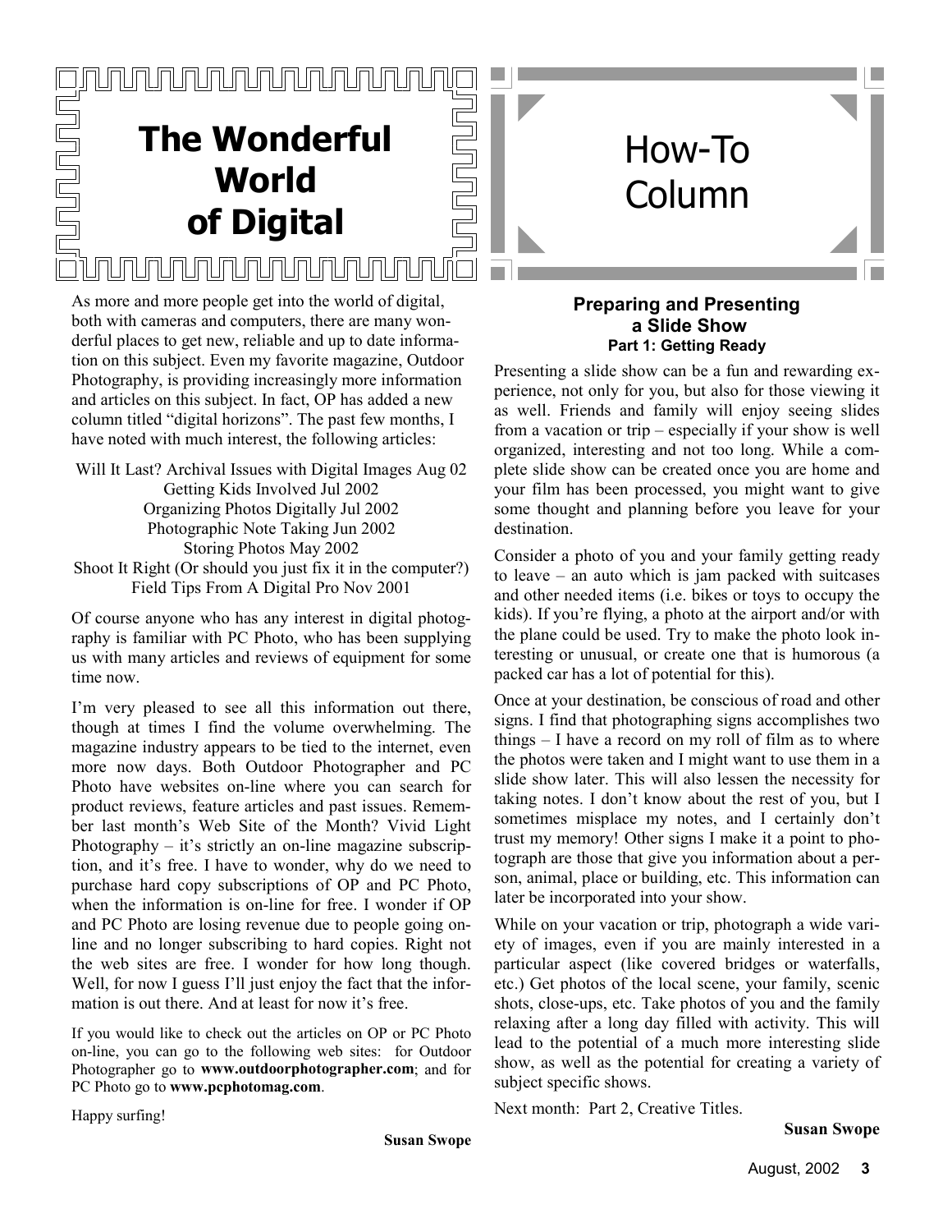# The Wonderful World of Digital

As more and more people get into the world of digital, both with cameras and computers, there are many wonderful places to get new, reliable and up to date information on this subject. Even my favorite magazine, Outdoor Photography, is providing increasingly more information and articles on this subject. In fact, OP has added a new column titled "digital horizons". The past few months, I have noted with much interest, the following articles:

Will It Last? Archival Issues with Digital Images Aug 02
Getting Kids Involved Jul 2002
Organizing Photos Digitally Jul 2002
Photographic Note Taking Jun 2002
Storing Photos May 2002
Shoot It Right (Or should you just fix it in the computer?)
Field Tips From A Digital Pro Nov 2001

Of course anyone who has any interest in digital photography is familiar with PC Photo, who has been supplying us with many articles and reviews of equipment for some time now.

I'm very pleased to see all this information out there, though at times I find the volume overwhelming. The magazine industry appears to be tied to the internet, even more now days. Both Outdoor Photographer and PC Photo have websites on-line where you can search for product reviews, feature articles and past issues. Remember last month's Web Site of the Month? Vivid Light Photography – it's strictly an on-line magazine subscription, and it's free. I have to wonder, why do we need to purchase hard copy subscriptions of OP and PC Photo, when the information is on-line for free. I wonder if OP and PC Photo are losing revenue due to people going on-line and no longer subscribing to hard copies. Right not the web sites are free. I wonder for how long though. Well, for now I guess I'll just enjoy the fact that the information is out there. And at least for now it's free.

If you would like to check out the articles on OP or PC Photo on-line, you can go to the following web sites: for Outdoor Photographer go to **www.outdoorphotographer.com**; and for PC Photo go to **www.pcphotomag.com**.

Happy surfing!

**Susan Swope**

# How-To Column

## Preparing and Presenting a Slide Show

### Part 1: Getting Ready

Presenting a slide show can be a fun and rewarding experience, not only for you, but also for those viewing it as well. Friends and family will enjoy seeing slides from a vacation or trip – especially if your show is well organized, interesting and not too long. While a complete slide show can be created once you are home and your film has been processed, you might want to give some thought and planning before you leave for your destination.

Consider a photo of you and your family getting ready to leave – an auto which is jam packed with suitcases and other needed items (i.e. bikes or toys to occupy the kids). If you're flying, a photo at the airport and/or with the plane could be used. Try to make the photo look interesting or unusual, or create one that is humorous (a packed car has a lot of potential for this).

Once at your destination, be conscious of road and other signs. I find that photographing signs accomplishes two things – I have a record on my roll of film as to where the photos were taken and I might want to use them in a slide show later. This will also lessen the necessity for taking notes. I don't know about the rest of you, but I sometimes misplace my notes, and I certainly don't trust my memory! Other signs I make it a point to photograph are those that give you information about a person, animal, place or building, etc. This information can later be incorporated into your show.

While on your vacation or trip, photograph a wide variety of images, even if you are mainly interested in a particular aspect (like covered bridges or waterfalls, etc.) Get photos of the local scene, your family, scenic shots, close-ups, etc. Take photos of you and the family relaxing after a long day filled with activity. This will lead to the potential of a much more interesting slide show, as well as the potential for creating a variety of subject specific shows.

Next month: Part 2, Creative Titles.

**Susan Swope**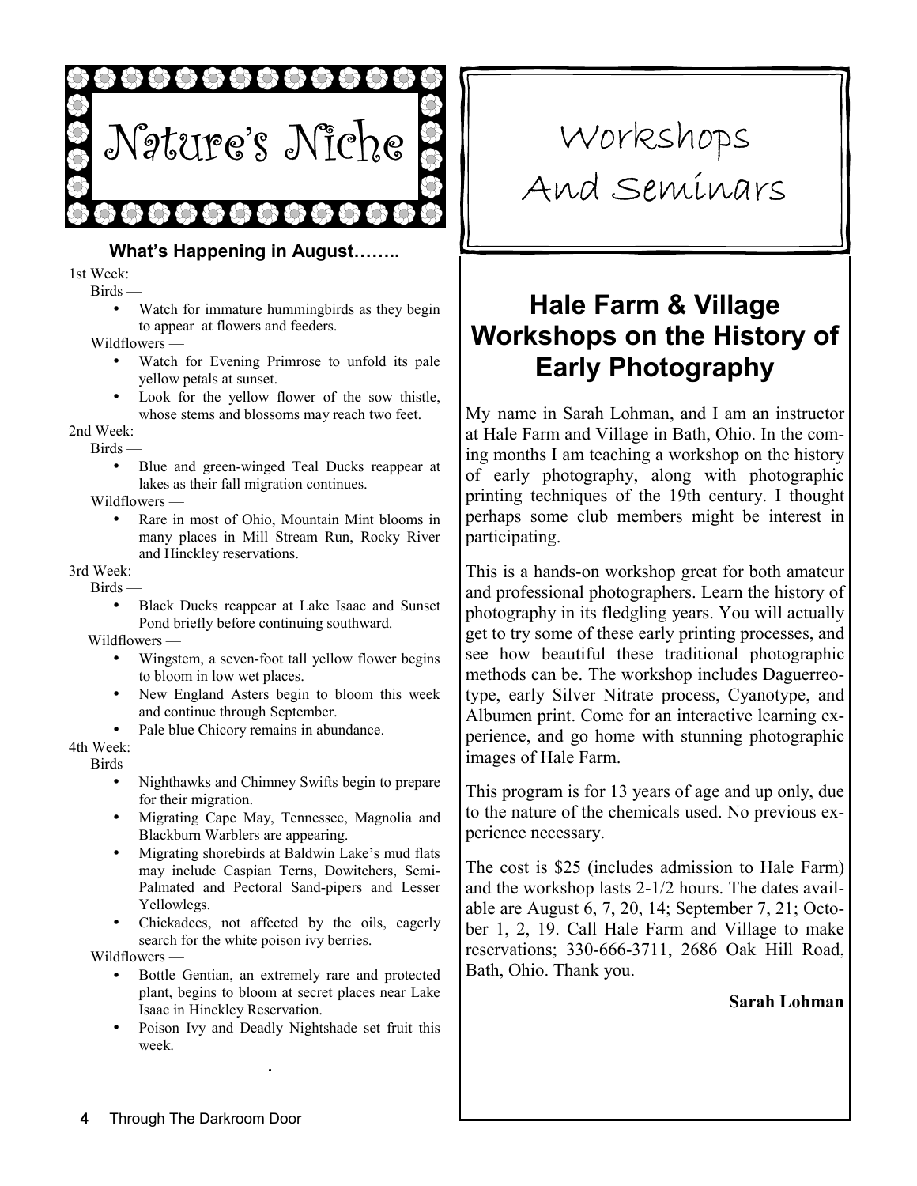# Nature's Niche

### What's Happening in August……..

1st Week:

Birds —

- Watch for immature hummingbirds as they begin to appear at flowers and feeders.

Wildflowers —

- Watch for Evening Primrose to unfold its pale yellow petals at sunset.
- Look for the yellow flower of the sow thistle, whose stems and blossoms may reach two feet.

2nd Week:

Birds —

- Blue and green-winged Teal Ducks reappear at lakes as their fall migration continues.

Wildflowers —

- Rare in most of Ohio, Mountain Mint blooms in many places in Mill Stream Run, Rocky River and Hinckley reservations.

3rd Week:

Birds —

- Black Ducks reappear at Lake Isaac and Sunset Pond briefly before continuing southward.

Wildflowers —

- Wingstem, a seven-foot tall yellow flower begins to bloom in low wet places.
- New England Asters begin to bloom this week and continue through September.
- Pale blue Chicory remains in abundance.

4th Week:

Birds —

- Nighthawks and Chimney Swifts begin to prepare for their migration.
- Migrating Cape May, Tennessee, Magnolia and Blackburn Warblers are appearing.
- Migrating shorebirds at Baldwin Lake's mud flats may include Caspian Terns, Dowitchers, Semi-Palmated and Pectoral Sand-pipers and Lesser Yellowlegs.
- Chickadees, not affected by the oils, eagerly search for the white poison ivy berries.

Wildflowers —

- Bottle Gentian, an extremely rare and protected plant, begins to bloom at secret places near Lake Isaac in Hinckley Reservation.
- Poison Ivy and Deadly Nightshade set fruit this week.

# Workshops And Seminars

## Hale Farm & Village Workshops on the History of Early Photography

My name in Sarah Lohman, and I am an instructor at Hale Farm and Village in Bath, Ohio. In the coming months I am teaching a workshop on the history of early photography, along with photographic printing techniques of the 19th century. I thought perhaps some club members might be interest in participating.

This is a hands-on workshop great for both amateur and professional photographers. Learn the history of photography in its fledgling years. You will actually get to try some of these early printing processes, and see how beautiful these traditional photographic methods can be. The workshop includes Daguerreotype, early Silver Nitrate process, Cyanotype, and Albumen print. Come for an interactive learning experience, and go home with stunning photographic images of Hale Farm.

This program is for 13 years of age and up only, due to the nature of the chemicals used. No previous experience necessary.

The cost is $25 (includes admission to Hale Farm) and the workshop lasts 2-1/2 hours. The dates available are August 6, 7, 20, 14; September 7, 21; October 1, 2, 19. Call Hale Farm and Village to make reservations; 330-666-3711, 2686 Oak Hill Road, Bath, Ohio. Thank you.

**Sarah Lohman**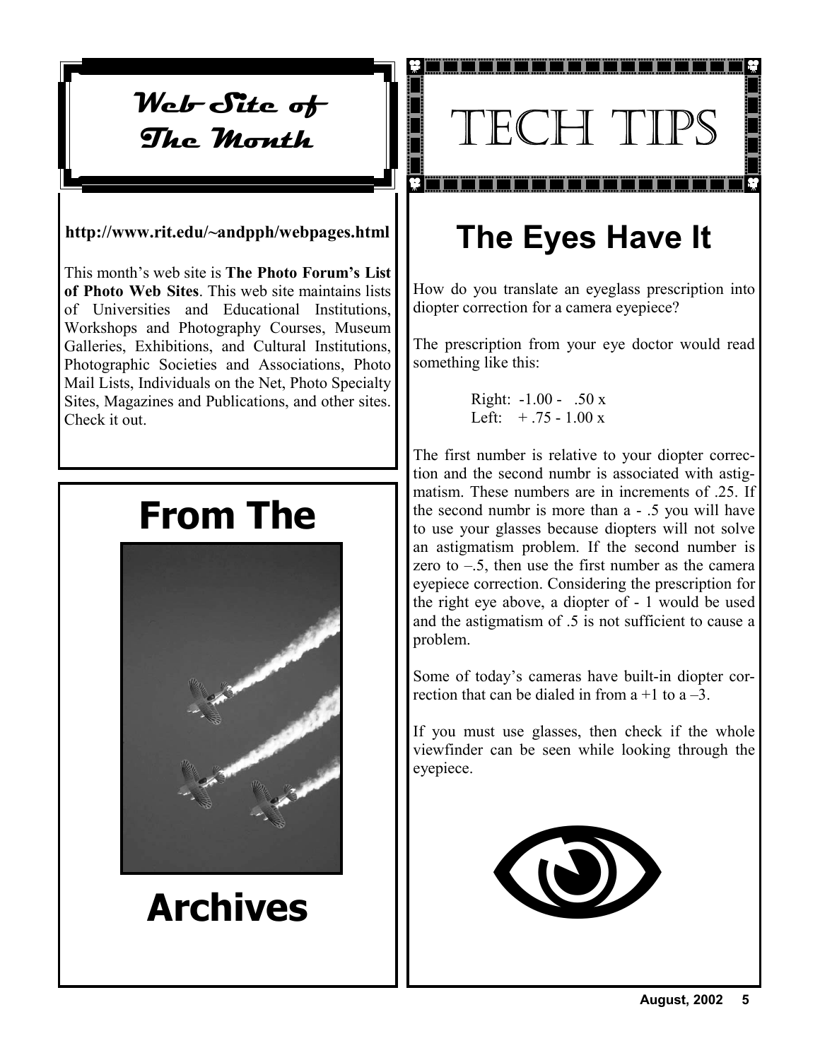## Web Site of The Month

**http://www.rit.edu/~andpph/webpages.html**

This month's web site is **The Photo Forum's List of Photo Web Sites**. This web site maintains lists of Universities and Educational Institutions, Workshops and Photography Courses, Museum Galleries, Exhibitions, and Cultural Institutions, Photographic Societies and Associations, Photo Mail Lists, Individuals on the Net, Photo Specialty Sites, Magazines and Publications, and other sites. Check it out.

## From The Archives

# TECH TIPS

## The Eyes Have It

How do you translate an eyeglass prescription into diopter correction for a camera eyepiece?

The prescription from your eye doctor would read something like this:

Right: -1.00 - .50 x
Left: + .75 - 1.00 x

The first number is relative to your diopter correction and the second numbr is associated with astigmatism. These numbers are in increments of .25. If the second numbr is more than a - .5 you will have to use your glasses because diopters will not solve an astigmatism problem. If the second number is zero to –.5, then use the first number as the camera eyepiece correction. Considering the prescription for the right eye above, a diopter of - 1 would be used and the astigmatism of .5 is not sufficient to cause a problem.

Some of today's cameras have built-in diopter correction that can be dialed in from a +1 to a –3.

If you must use glasses, then check if the whole viewfinder can be seen while looking through the eyepiece.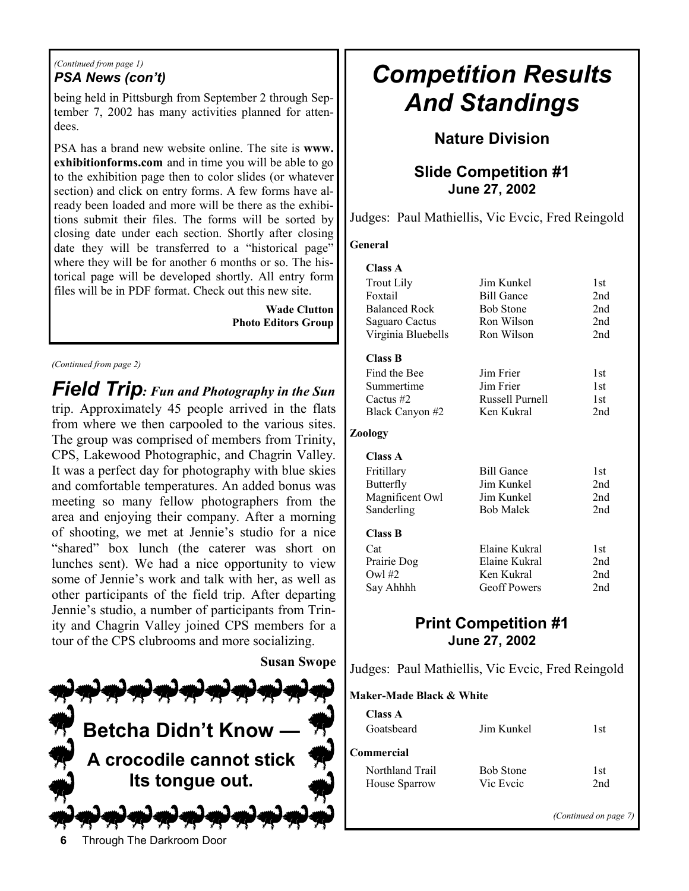*(Continued from page 1)*

### *PSA News (con't)*

being held in Pittsburgh from September 2 through September 7, 2002 has many activities planned for attendees.

PSA has a brand new website online. The site is **www.exhibitionforms.com** and in time you will be able to go to the exhibition page then to color slides (or whatever section) and click on entry forms. A few forms have already been loaded and more will be there as the exhibitions submit their files. The forms will be sorted by closing date under each section. Shortly after closing date they will be transferred to a "historical page" where they will be for another 6 months or so. The historical page will be developed shortly. All entry form files will be in PDF format. Check out this new site.

**Wade Clutton**
**Photo Editors Group**

*(Continued from page 2)*

## *Field Trip: Fun and Photography in the Sun*

trip. Approximately 45 people arrived in the flats from where we then carpooled to the various sites. The group was comprised of members from Trinity, CPS, Lakewood Photographic, and Chagrin Valley. It was a perfect day for photography with blue skies and comfortable temperatures. An added bonus was meeting so many fellow photographers from the area and enjoying their company. After a morning of shooting, we met at Jennie's studio for a nice "shared" box lunch (the caterer was short on lunches sent). We had a nice opportunity to view some of Jennie's work and talk with her, as well as other participants of the field trip. After departing Jennie's studio, a number of participants from Trinity and Chagrin Valley joined CPS members for a tour of the CPS clubrooms and more socializing.

**Susan Swope**

**Betcha Didn't Know —**

**A crocodile cannot stick Its tongue out.**

# *Competition Results And Standings*

## Nature Division

### Slide Competition #1
**June 27, 2002**

Judges: Paul Mathiellis, Vic Evcic, Fred Reingold

**General**

**Class A**

| | | |
|---|---|---|
| Trout Lily | Jim Kunkel | 1st |
| Foxtail | Bill Gance | 2nd |
| Balanced Rock | Bob Stone | 2nd |
| Saguaro Cactus | Ron Wilson | 2nd |
| Virginia Bluebells | Ron Wilson | 2nd |

**Class B**

| | | |
|---|---|---|
| Find the Bee | Jim Frier | 1st |
| Summertime | Jim Frier | 1st |
| Cactus #2 | Russell Purnell | 1st |
| Black Canyon #2 | Ken Kukral | 2nd |

**Zoology**

**Class A**

| | | |
|---|---|---|
| Fritillary | Bill Gance | 1st |
| Butterfly | Jim Kunkel | 2nd |
| Magnificent Owl | Jim Kunkel | 2nd |
| Sanderling | Bob Malek | 2nd |

**Class B**

| | | |
|---|---|---|
| Cat | Elaine Kukral | 1st |
| Prairie Dog | Elaine Kukral | 2nd |
| Owl #2 | Ken Kukral | 2nd |
| Say Ahhhh | Geoff Powers | 2nd |

### Print Competition #1
**June 27, 2002**

Judges: Paul Mathiellis, Vic Evcic, Fred Reingold

**Maker-Made Black & White**

**Class A**

| | | |
|---|---|---|
| Goatsbeard | Jim Kunkel | 1st |

**Commercial**

| | | |
|---|---|---|
| Northland Trail | Bob Stone | 1st |
| House Sparrow | Vic Evcic | 2nd |

*(Continued on page 7)*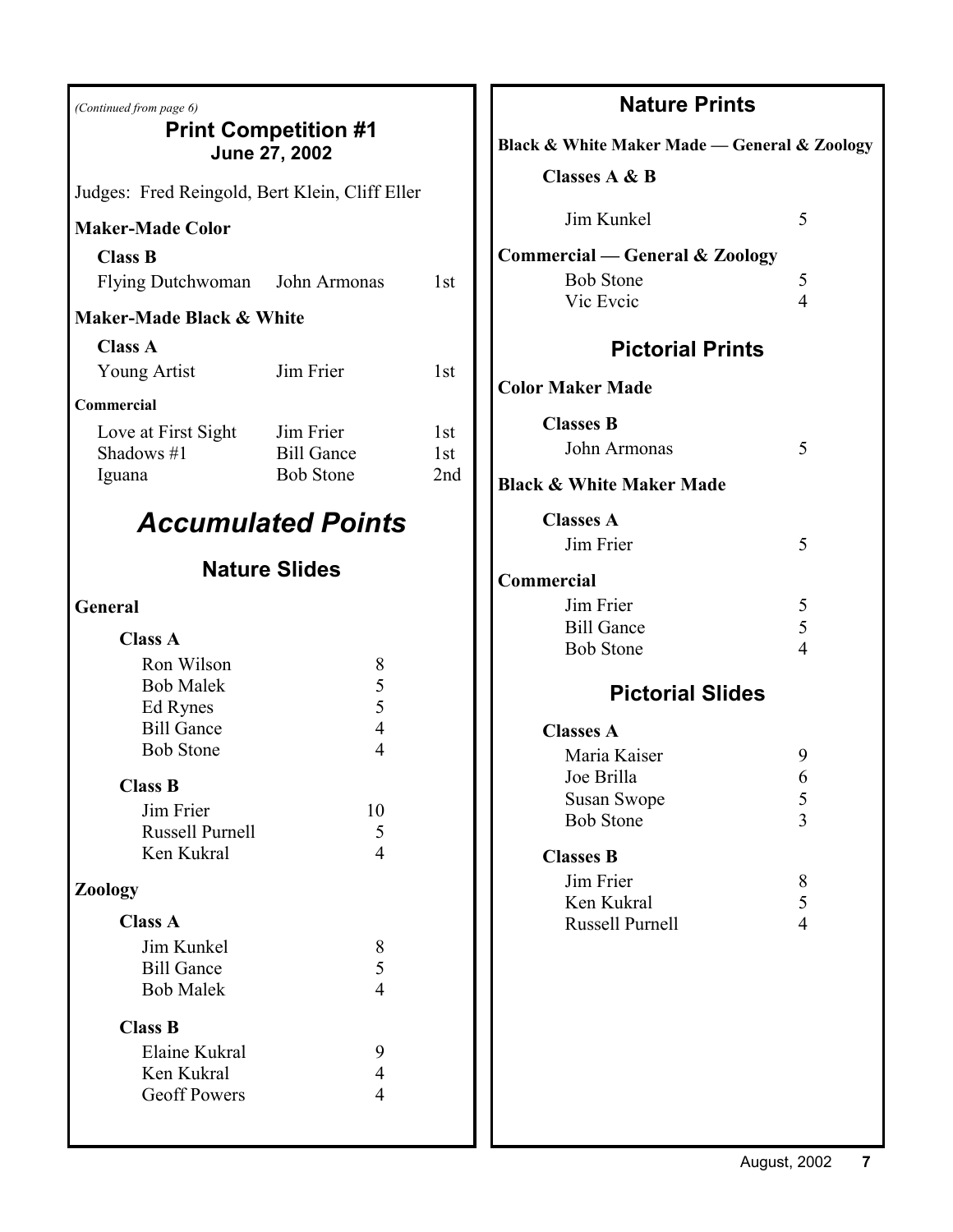*(Continued from page 6)*

## Print Competition #1
### June 27, 2002

Judges: Fred Reingold, Bert Klein, Cliff Eller

**Maker-Made Color**

**Class B**

| Title | Maker | Award |
|---|---|---|
| Flying Dutchwoman | John Armonas | 1st |

**Maker-Made Black & White**

**Class A**

| Title | Maker | Award |
|---|---|---|
| Young Artist | Jim Frier | 1st |

**Commercial**

| Title | Maker | Award |
|---|---|---|
| Love at First Sight | Jim Frier | 1st |
| Shadows #1 | Bill Gance | 1st |
| Iguana | Bob Stone | 2nd |

# *Accumulated Points*

## Nature Slides

**General**

**Class A**

| Name | Points |
|---|---|
| Ron Wilson | 8 |
| Bob Malek | 5 |
| Ed Rynes | 5 |
| Bill Gance | 4 |
| Bob Stone | 4 |

**Class B**

| Name | Points |
|---|---|
| Jim Frier | 10 |
| Russell Purnell | 5 |
| Ken Kukral | 4 |

**Zoology**

**Class A**

| Name | Points |
|---|---|
| Jim Kunkel | 8 |
| Bill Gance | 5 |
| Bob Malek | 4 |

**Class B**

| Name | Points |
|---|---|
| Elaine Kukral | 9 |
| Ken Kukral | 4 |
| Geoff Powers | 4 |

## Nature Prints

**Black & White Maker Made — General & Zoology**

**Classes A & B**

| Name | Points |
|---|---|
| Jim Kunkel | 5 |

**Commercial — General & Zoology**

| Name | Points |
|---|---|
| Bob Stone | 5 |
| Vic Evcic | 4 |

## Pictorial Prints

**Color Maker Made**

**Classes B**

| Name | Points |
|---|---|
| John Armonas | 5 |

**Black & White Maker Made**

**Classes A**

| Name | Points |
|---|---|
| Jim Frier | 5 |

**Commercial**

| Name | Points |
|---|---|
| Jim Frier | 5 |
| Bill Gance | 5 |
| Bob Stone | 4 |

## Pictorial Slides

**Classes A**

| Name | Points |
|---|---|
| Maria Kaiser | 9 |
| Joe Brilla | 6 |
| Susan Swope | 5 |
| Bob Stone | 3 |

**Classes B**

| Name | Points |
|---|---|
| Jim Frier | 8 |
| Ken Kukral | 5 |
| Russell Purnell | 4 |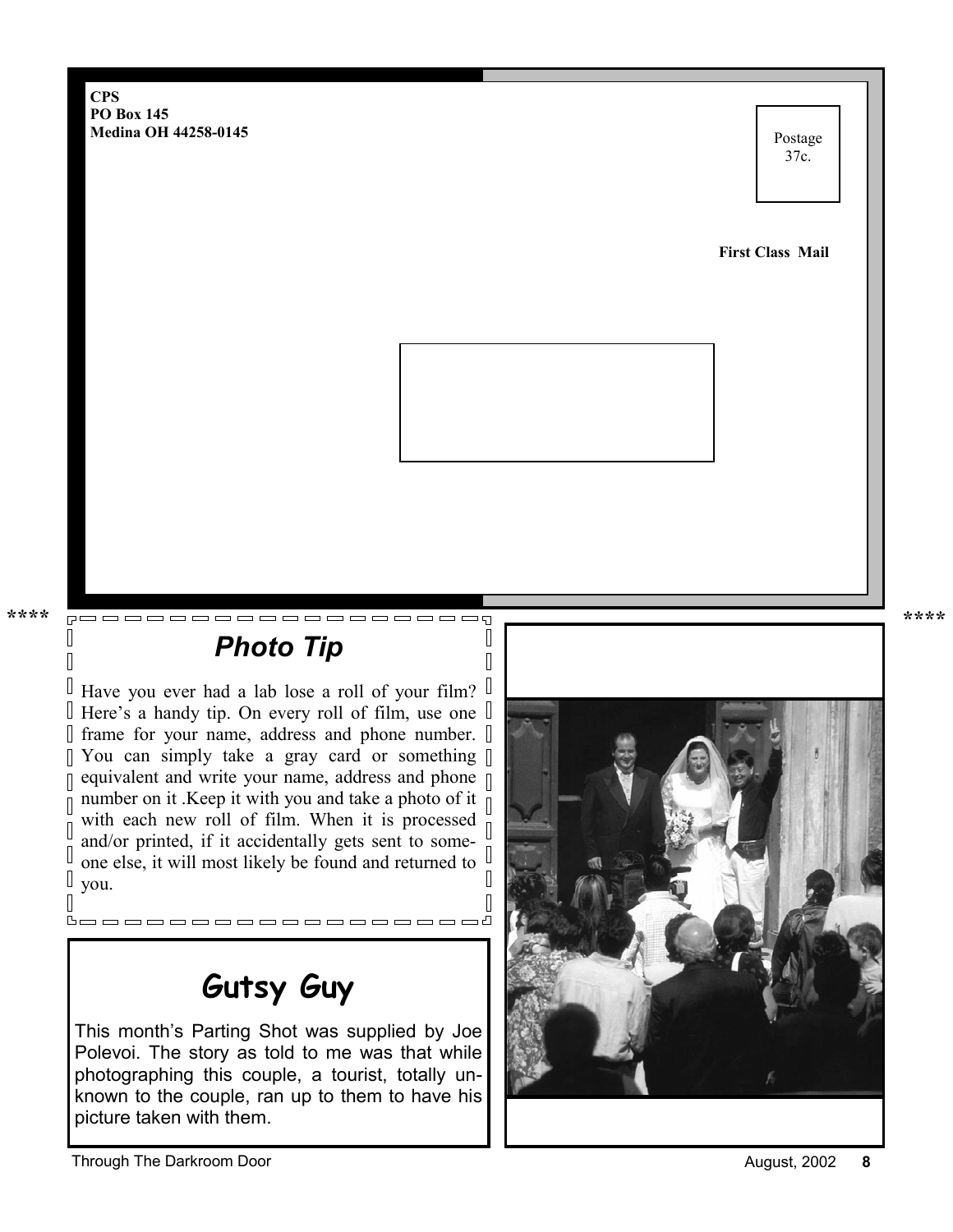CPS
PO Box 145
Medina OH 44258-0145

Postage
37c.

**First Class Mail**

****

## *Photo Tip*

Have you ever had a lab lose a roll of your film? Here's a handy tip. On every roll of film, use one frame for your name, address and phone number. You can simply take a gray card or something equivalent and write your name, address and phone number on it .Keep it with you and take a photo of it with each new roll of film. When it is processed and/or printed, if it accidentally gets sent to someone else, it will most likely be found and returned to you.

## Gutsy Guy

This month's Parting Shot was supplied by Joe Polevoi. The story as told to me was that while photographing this couple, a tourist, totally unknown to the couple, ran up to them to have his picture taken with them.

****